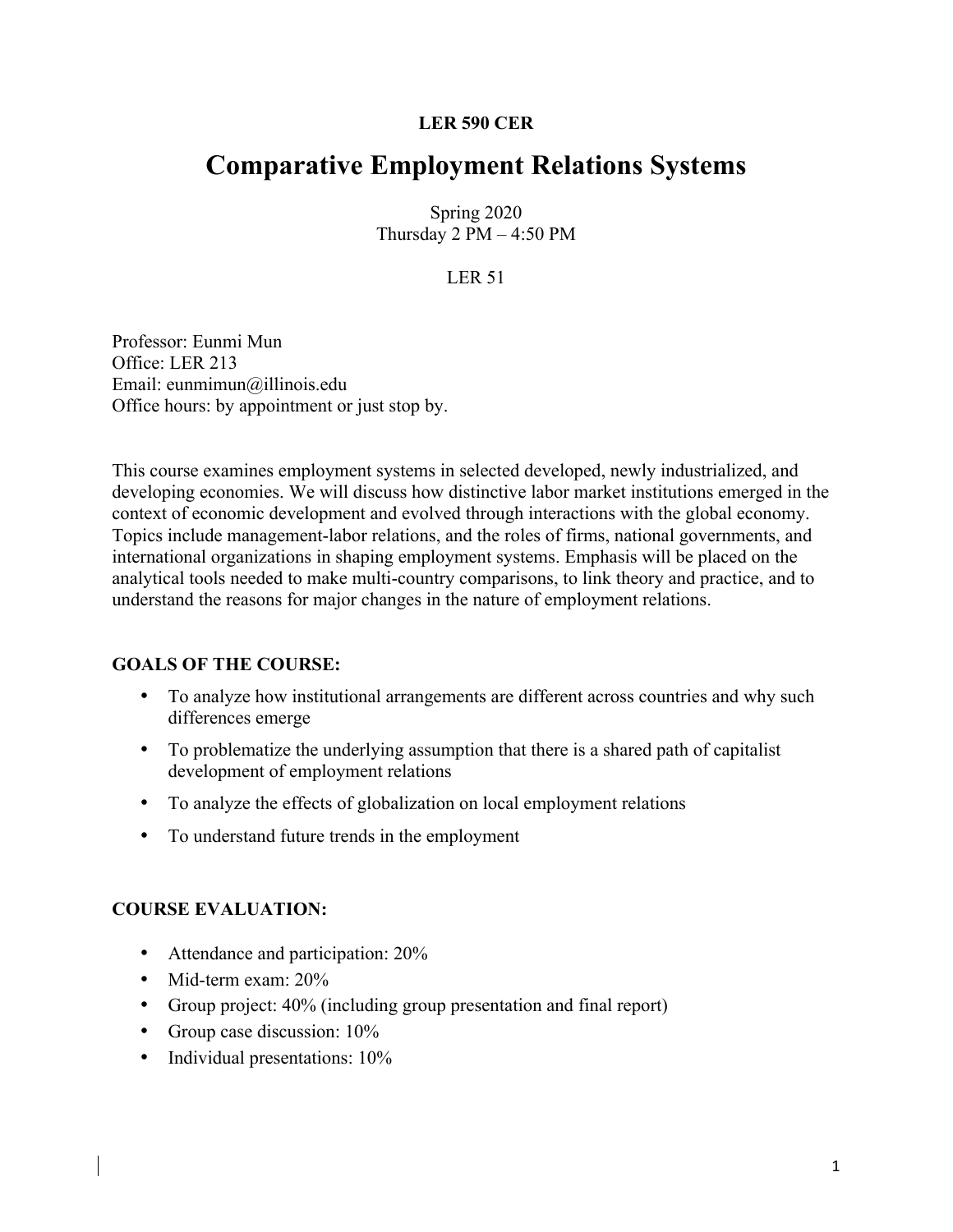**LER 590 CER**

# Comparative Employment Relations Systems

Spring 2020
Thursday 2 PM – 4:50 PM

LER 51

Professor: Eunmi Mun
Office: LER 213
Email: eunmimun@illinois.edu
Office hours: by appointment or just stop by.

This course examines employment systems in selected developed, newly industrialized, and developing economies. We will discuss how distinctive labor market institutions emerged in the context of economic development and evolved through interactions with the global economy. Topics include management-labor relations, and the roles of firms, national governments, and international organizations in shaping employment systems. Emphasis will be placed on the analytical tools needed to make multi-country comparisons, to link theory and practice, and to understand the reasons for major changes in the nature of employment relations.

**GOALS OF THE COURSE:**

- To analyze how institutional arrangements are different across countries and why such differences emerge
- To problematize the underlying assumption that there is a shared path of capitalist development of employment relations
- To analyze the effects of globalization on local employment relations
- To understand future trends in the employment

**COURSE EVALUATION:**

- Attendance and participation: 20%
- Mid-term exam: 20%
- Group project: 40% (including group presentation and final report)
- Group case discussion: 10%
- Individual presentations: 10%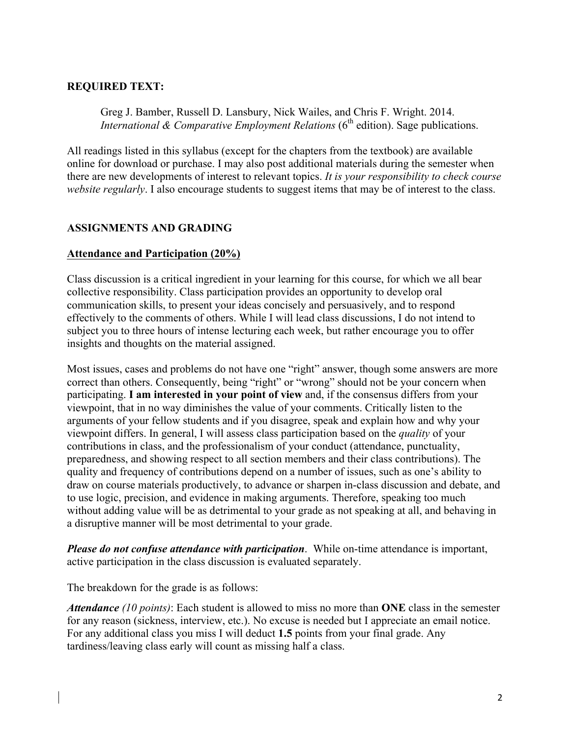## REQUIRED TEXT:

Greg J. Bamber, Russell D. Lansbury, Nick Wailes, and Chris F. Wright. 2014. *International & Comparative Employment Relations* (6th edition). Sage publications.

All readings listed in this syllabus (except for the chapters from the textbook) are available online for download or purchase. I may also post additional materials during the semester when there are new developments of interest to relevant topics. *It is your responsibility to check course website regularly*. I also encourage students to suggest items that may be of interest to the class.

## ASSIGNMENTS AND GRADING

### Attendance and Participation (20%)

Class discussion is a critical ingredient in your learning for this course, for which we all bear collective responsibility. Class participation provides an opportunity to develop oral communication skills, to present your ideas concisely and persuasively, and to respond effectively to the comments of others. While I will lead class discussions, I do not intend to subject you to three hours of intense lecturing each week, but rather encourage you to offer insights and thoughts on the material assigned.

Most issues, cases and problems do not have one "right" answer, though some answers are more correct than others. Consequently, being "right" or "wrong" should not be your concern when participating. **I am interested in your point of view** and, if the consensus differs from your viewpoint, that in no way diminishes the value of your comments. Critically listen to the arguments of your fellow students and if you disagree, speak and explain how and why your viewpoint differs. In general, I will assess class participation based on the *quality* of your contributions in class, and the professionalism of your conduct (attendance, punctuality, preparedness, and showing respect to all section members and their class contributions). The quality and frequency of contributions depend on a number of issues, such as one's ability to draw on course materials productively, to advance or sharpen in-class discussion and debate, and to use logic, precision, and evidence in making arguments. Therefore, speaking too much without adding value will be as detrimental to your grade as not speaking at all, and behaving in a disruptive manner will be most detrimental to your grade.

***Please do not confuse attendance with participation***. While on-time attendance is important, active participation in the class discussion is evaluated separately.

The breakdown for the grade is as follows:

***Attendance*** *(10 points)*: Each student is allowed to miss no more than **ONE** class in the semester for any reason (sickness, interview, etc.). No excuse is needed but I appreciate an email notice. For any additional class you miss I will deduct **1.5** points from your final grade. Any tardiness/leaving class early will count as missing half a class.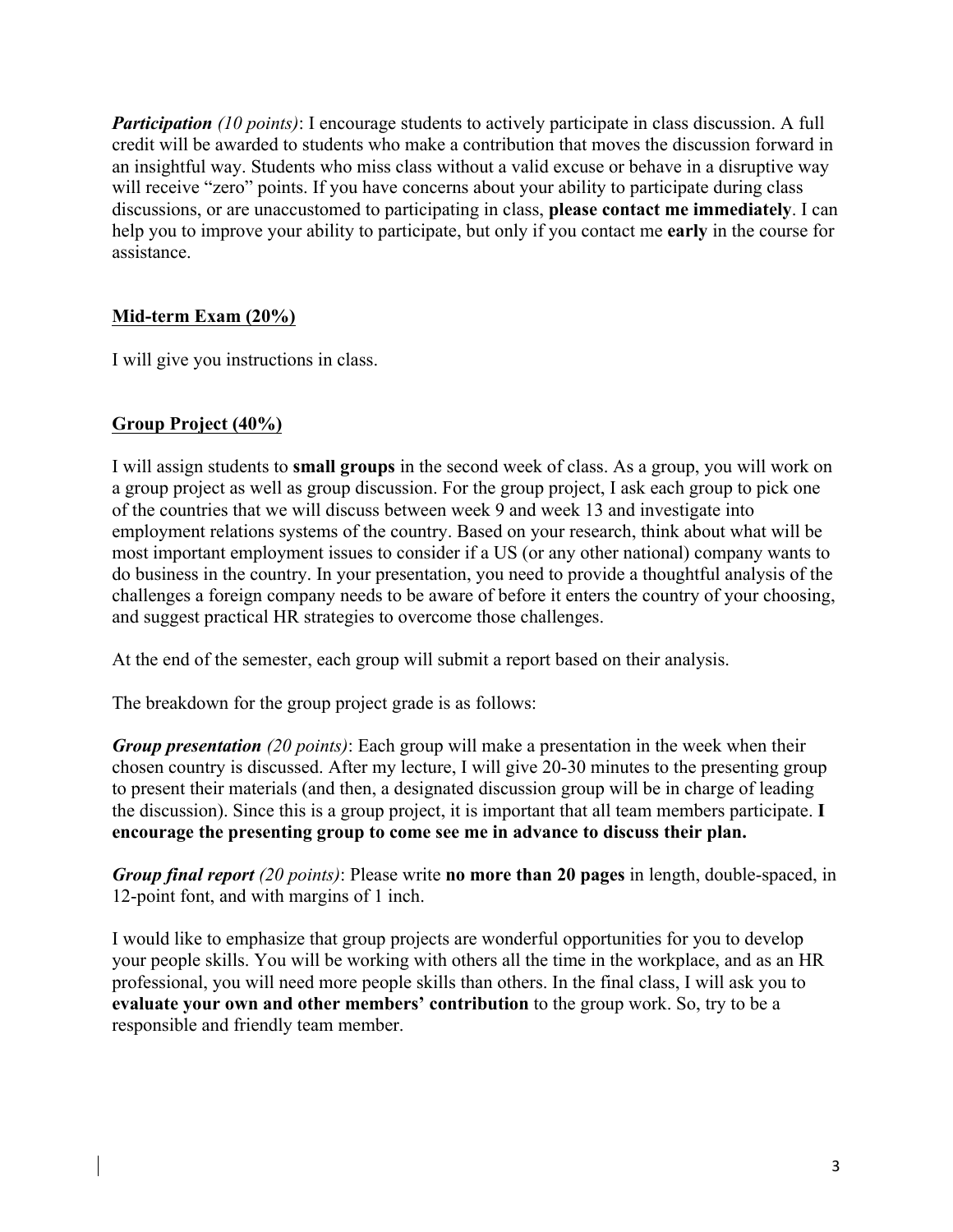***Participation*** *(10 points)*: I encourage students to actively participate in class discussion. A full credit will be awarded to students who make a contribution that moves the discussion forward in an insightful way. Students who miss class without a valid excuse or behave in a disruptive way will receive "zero" points. If you have concerns about your ability to participate during class discussions, or are unaccustomed to participating in class, **please contact me immediately**. I can help you to improve your ability to participate, but only if you contact me **early** in the course for assistance.

## Mid-term Exam (20%)

I will give you instructions in class.

## Group Project (40%)

I will assign students to **small groups** in the second week of class. As a group, you will work on a group project as well as group discussion. For the group project, I ask each group to pick one of the countries that we will discuss between week 9 and week 13 and investigate into employment relations systems of the country. Based on your research, think about what will be most important employment issues to consider if a US (or any other national) company wants to do business in the country. In your presentation, you need to provide a thoughtful analysis of the challenges a foreign company needs to be aware of before it enters the country of your choosing, and suggest practical HR strategies to overcome those challenges.

At the end of the semester, each group will submit a report based on their analysis.

The breakdown for the group project grade is as follows:

***Group presentation*** *(20 points)*: Each group will make a presentation in the week when their chosen country is discussed. After my lecture, I will give 20-30 minutes to the presenting group to present their materials (and then, a designated discussion group will be in charge of leading the discussion). Since this is a group project, it is important that all team members participate. **I encourage the presenting group to come see me in advance to discuss their plan.**

***Group final report*** *(20 points)*: Please write **no more than 20 pages** in length, double-spaced, in 12-point font, and with margins of 1 inch.

I would like to emphasize that group projects are wonderful opportunities for you to develop your people skills. You will be working with others all the time in the workplace, and as an HR professional, you will need more people skills than others. In the final class, I will ask you to **evaluate your own and other members' contribution** to the group work. So, try to be a responsible and friendly team member.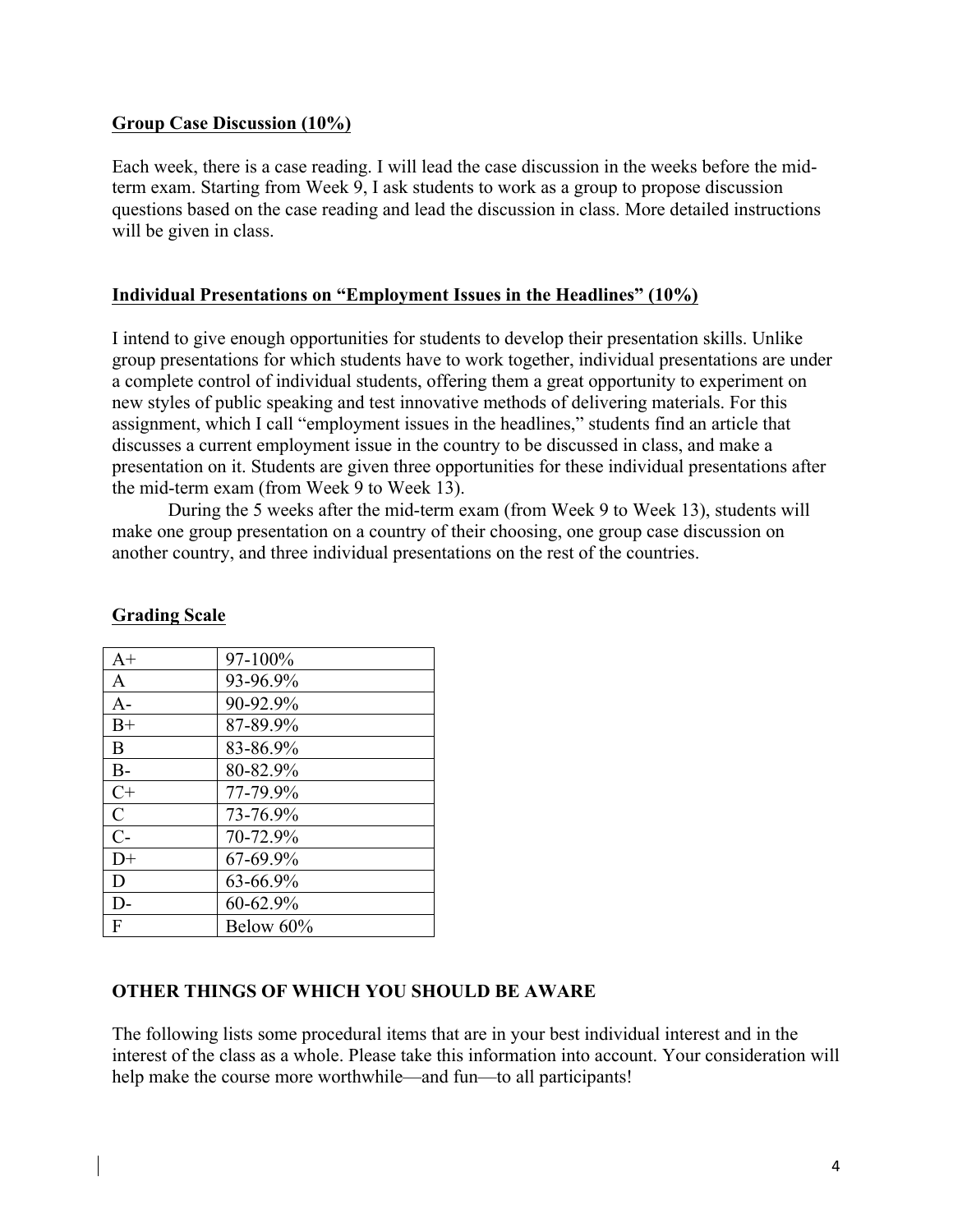**Group Case Discussion (10%)**

Each week, there is a case reading. I will lead the case discussion in the weeks before the mid-term exam. Starting from Week 9, I ask students to work as a group to propose discussion questions based on the case reading and lead the discussion in class. More detailed instructions will be given in class.

**Individual Presentations on "Employment Issues in the Headlines" (10%)**

I intend to give enough opportunities for students to develop their presentation skills. Unlike group presentations for which students have to work together, individual presentations are under a complete control of individual students, offering them a great opportunity to experiment on new styles of public speaking and test innovative methods of delivering materials. For this assignment, which I call "employment issues in the headlines," students find an article that discusses a current employment issue in the country to be discussed in class, and make a presentation on it. Students are given three opportunities for these individual presentations after the mid-term exam (from Week 9 to Week 13).

During the 5 weeks after the mid-term exam (from Week 9 to Week 13), students will make one group presentation on a country of their choosing, one group case discussion on another country, and three individual presentations on the rest of the countries.

**Grading Scale**

| | |
|---|---|
| A+ | 97-100% |
| A | 93-96.9% |
| A- | 90-92.9% |
| B+ | 87-89.9% |
| B | 83-86.9% |
| B- | 80-82.9% |
| C+ | 77-79.9% |
| C | 73-76.9% |
| C- | 70-72.9% |
| D+ | 67-69.9% |
| D | 63-66.9% |
| D- | 60-62.9% |
| F | Below 60% |

**OTHER THINGS OF WHICH YOU SHOULD BE AWARE**

The following lists some procedural items that are in your best individual interest and in the interest of the class as a whole. Please take this information into account. Your consideration will help make the course more worthwhile—and fun—to all participants!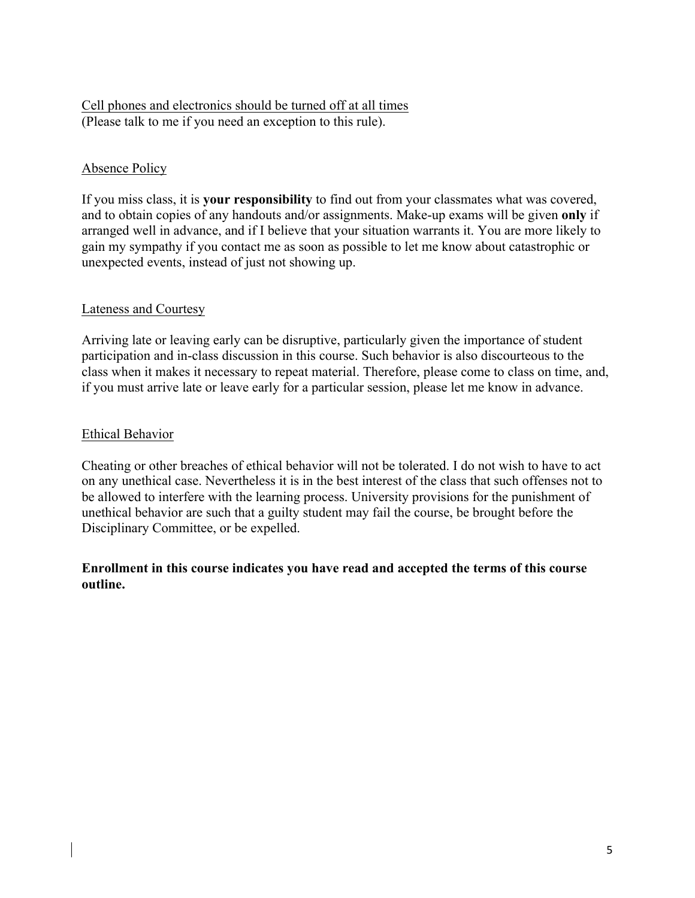Cell phones and electronics should be turned off at all times
(Please talk to me if you need an exception to this rule).

Absence Policy

If you miss class, it is **your responsibility** to find out from your classmates what was covered, and to obtain copies of any handouts and/or assignments. Make-up exams will be given **only** if arranged well in advance, and if I believe that your situation warrants it. You are more likely to gain my sympathy if you contact me as soon as possible to let me know about catastrophic or unexpected events, instead of just not showing up.

Lateness and Courtesy

Arriving late or leaving early can be disruptive, particularly given the importance of student participation and in-class discussion in this course. Such behavior is also discourteous to the class when it makes it necessary to repeat material. Therefore, please come to class on time, and, if you must arrive late or leave early for a particular session, please let me know in advance.

Ethical Behavior

Cheating or other breaches of ethical behavior will not be tolerated. I do not wish to have to act on any unethical case. Nevertheless it is in the best interest of the class that such offenses not to be allowed to interfere with the learning process. University provisions for the punishment of unethical behavior are such that a guilty student may fail the course, be brought before the Disciplinary Committee, or be expelled.

**Enrollment in this course indicates you have read and accepted the terms of this course outline.**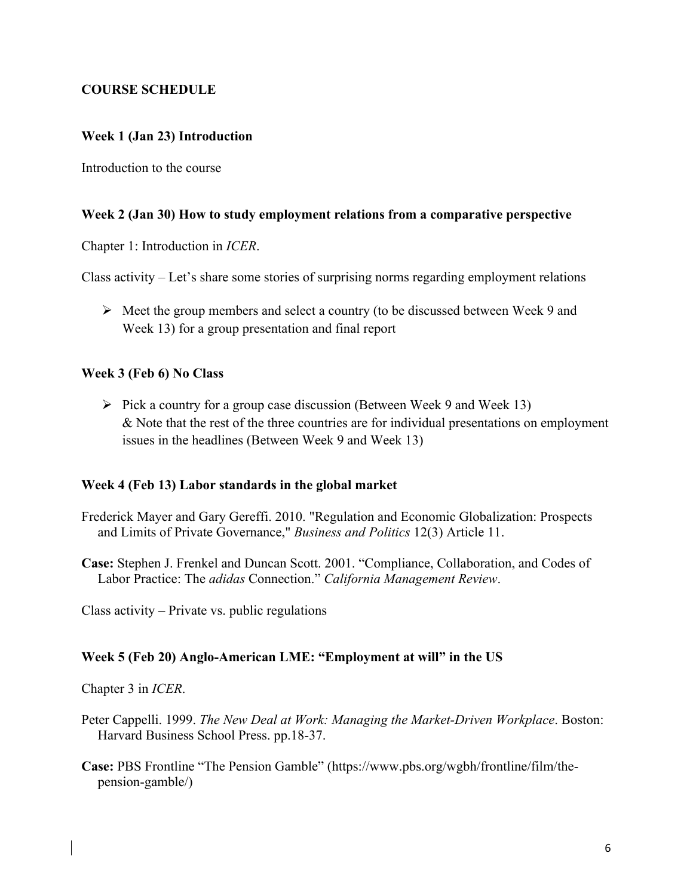## COURSE SCHEDULE

### Week 1 (Jan 23) Introduction

Introduction to the course

### Week 2 (Jan 30) How to study employment relations from a comparative perspective

Chapter 1: Introduction in *ICER*.

Class activity – Let's share some stories of surprising norms regarding employment relations

- Meet the group members and select a country (to be discussed between Week 9 and Week 13) for a group presentation and final report

### Week 3 (Feb 6) No Class

- Pick a country for a group case discussion (Between Week 9 and Week 13) & Note that the rest of the three countries are for individual presentations on employment issues in the headlines (Between Week 9 and Week 13)

### Week 4 (Feb 13) Labor standards in the global market

Frederick Mayer and Gary Gereffi. 2010. "Regulation and Economic Globalization: Prospects and Limits of Private Governance," *Business and Politics* 12(3) Article 11.

**Case:** Stephen J. Frenkel and Duncan Scott. 2001. "Compliance, Collaboration, and Codes of Labor Practice: The *adidas* Connection." *California Management Review*.

Class activity – Private vs. public regulations

### Week 5 (Feb 20) Anglo-American LME: "Employment at will" in the US

Chapter 3 in *ICER*.

Peter Cappelli. 1999. *The New Deal at Work: Managing the Market-Driven Workplace*. Boston: Harvard Business School Press. pp.18-37.

**Case:** PBS Frontline "The Pension Gamble" (https://www.pbs.org/wgbh/frontline/film/the-pension-gamble/)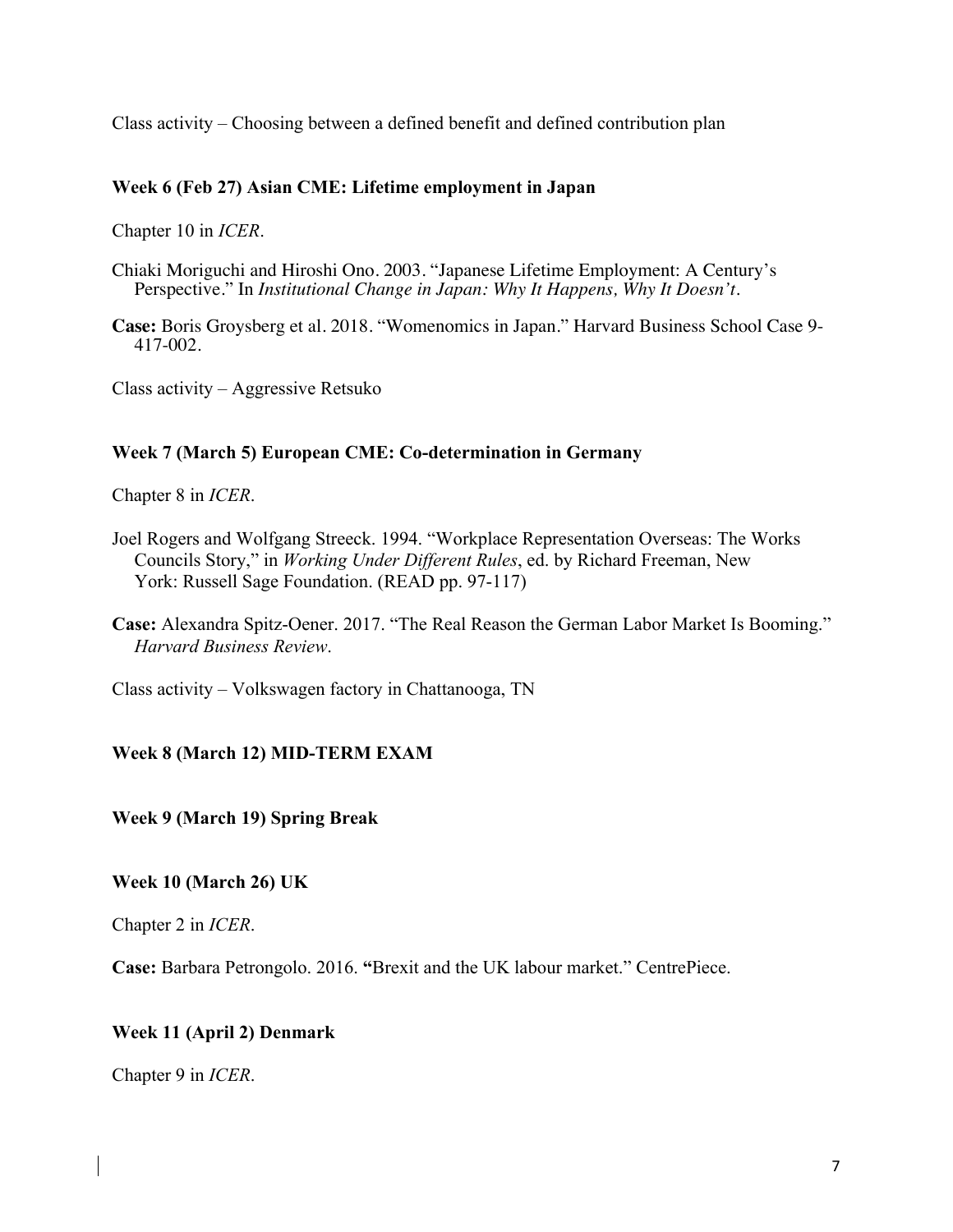Class activity – Choosing between a defined benefit and defined contribution plan

**Week 6 (Feb 27) Asian CME: Lifetime employment in Japan**

Chapter 10 in *ICER*.

Chiaki Moriguchi and Hiroshi Ono. 2003. "Japanese Lifetime Employment: A Century's Perspective." In *Institutional Change in Japan: Why It Happens, Why It Doesn't*.

**Case:** Boris Groysberg et al. 2018. "Womenomics in Japan." Harvard Business School Case 9-417-002.

Class activity – Aggressive Retsuko

**Week 7 (March 5) European CME: Co-determination in Germany**

Chapter 8 in *ICER*.

Joel Rogers and Wolfgang Streeck. 1994. "Workplace Representation Overseas: The Works Councils Story," in *Working Under Different Rules*, ed. by Richard Freeman, New York: Russell Sage Foundation. (READ pp. 97-117)

**Case:** Alexandra Spitz-Oener. 2017. "The Real Reason the German Labor Market Is Booming." *Harvard Business Review*.

Class activity – Volkswagen factory in Chattanooga, TN

**Week 8 (March 12) MID-TERM EXAM**

**Week 9 (March 19) Spring Break**

**Week 10 (March 26) UK**

Chapter 2 in *ICER*.

**Case:** Barbara Petrongolo. 2016. **"**Brexit and the UK labour market." CentrePiece.

**Week 11 (April 2) Denmark**

Chapter 9 in *ICER*.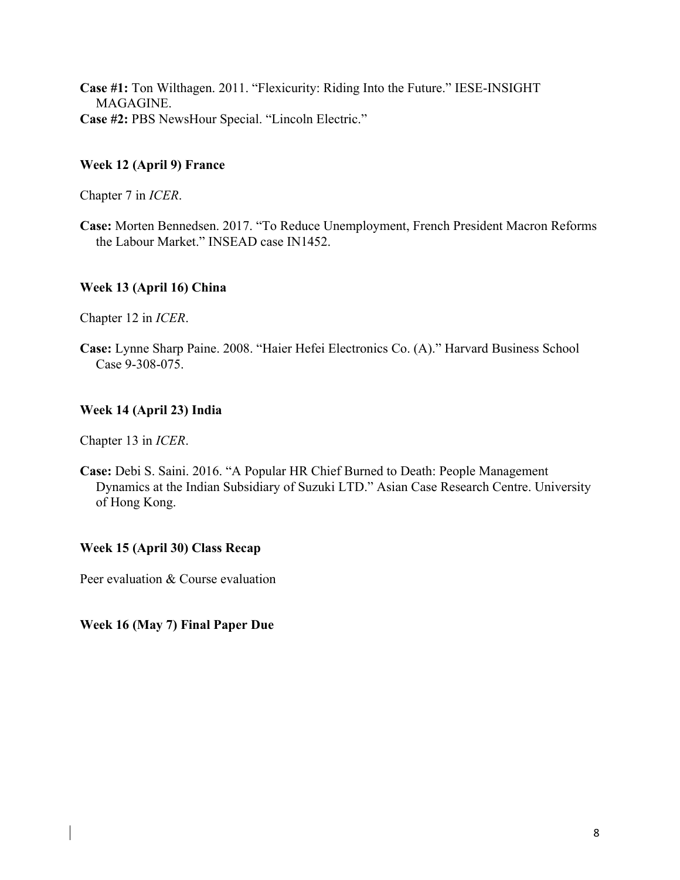**Case #1:** Ton Wilthagen. 2011. "Flexicurity: Riding Into the Future." IESE-INSIGHT MAGAGINE.
**Case #2:** PBS NewsHour Special. "Lincoln Electric."

**Week 12 (April 9) France**

Chapter 7 in *ICER*.

**Case:** Morten Bennedsen. 2017. "To Reduce Unemployment, French President Macron Reforms the Labour Market." INSEAD case IN1452.

**Week 13 (April 16) China**

Chapter 12 in *ICER*.

**Case:** Lynne Sharp Paine. 2008. "Haier Hefei Electronics Co. (A)." Harvard Business School Case 9-308-075.

**Week 14 (April 23) India**

Chapter 13 in *ICER*.

**Case:** Debi S. Saini. 2016. "A Popular HR Chief Burned to Death: People Management Dynamics at the Indian Subsidiary of Suzuki LTD." Asian Case Research Centre. University of Hong Kong.

**Week 15 (April 30) Class Recap**

Peer evaluation & Course evaluation

**Week 16 (May 7) Final Paper Due**